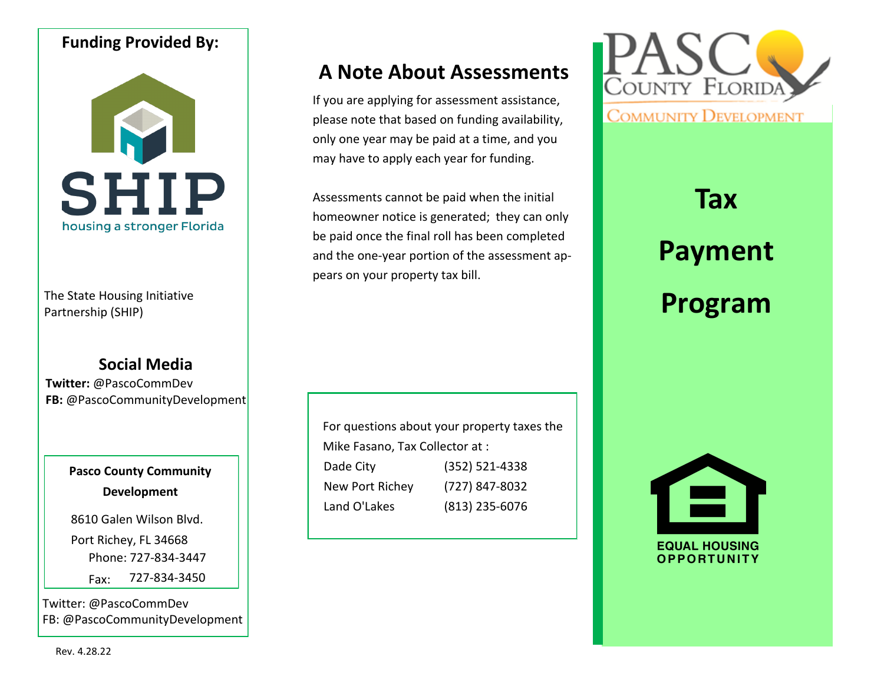**Funding Provided By:**

SHIP

housing a stronger Florida

The State Housing Initiative Partnership (SHIP)

## Social Media

**Twitter:** @PascoCommDev
**FB:** @PascoCommunityDevelopment

**Pasco County Community Development**

8610 Galen Wilson Blvd.
Port Richey, FL 34668
Phone: 727-834-3447
Fax: 727-834-3450

Twitter: @PascoCommDev
FB: @PascoCommunityDevelopment

Rev. 4.28.22

## A Note About Assessments

If you are applying for assessment assistance, please note that based on funding availability, only one year may be paid at a time, and you may have to apply each year for funding.

Assessments cannot be paid when the initial homeowner notice is generated; they can only be paid once the final roll has been completed and the one-year portion of the assessment appears on your property tax bill.

For questions about your property taxes the Mike Fasano, Tax Collector at :

| | |
|---|---|
| Dade City | (352) 521-4338 |
| New Port Richey | (727) 847-8032 |
| Land O'Lakes | (813) 235-6076 |

PASCO COUNTY FLORIDA

COMMUNITY DEVELOPMENT

# Tax Payment Program

EQUAL HOUSING OPPORTUNITY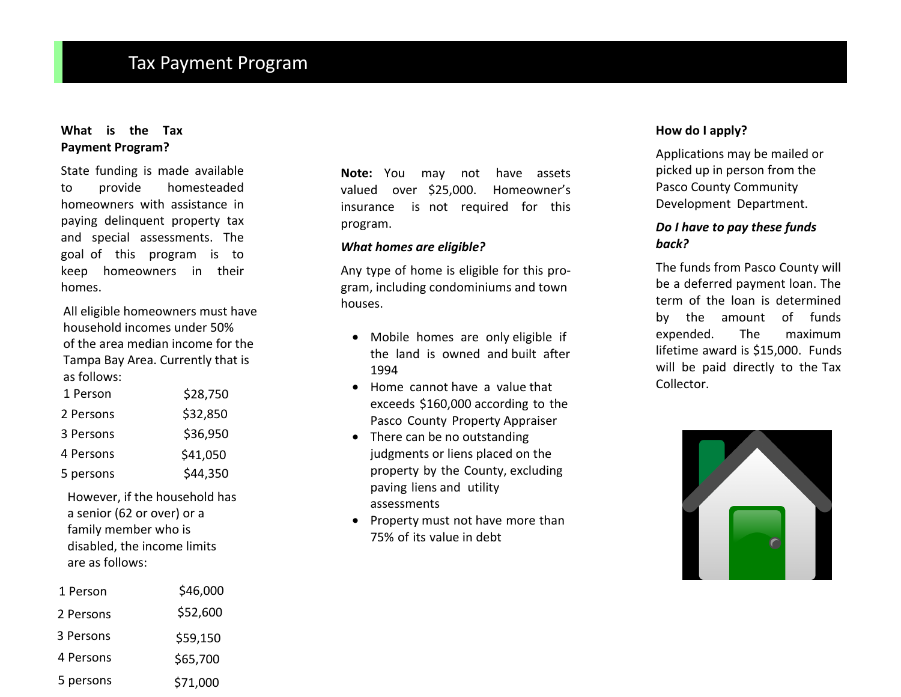# Tax Payment Program

**What is the Tax Payment Program?**

State funding is made available to provide homesteaded homeowners with assistance in paying delinquent property tax and special assessments. The goal of this program is to keep homeowners in their homes.

All eligible homeowners must have household incomes under 50% of the area median income for the Tampa Bay Area. Currently that is as follows:

| | |
|---|---|
| 1 Person | $28,750 |
| 2 Persons | $32,850 |
| 3 Persons | $36,950 |
| 4 Persons | $41,050 |
| 5 persons | $44,350 |

However, if the household has a senior (62 or over) or a family member who is disabled, the income limits are as follows:

| | |
|---|---|
| 1 Person | $46,000 |
| 2 Persons | $52,600 |
| 3 Persons | $59,150 |
| 4 Persons | $65,700 |
| 5 persons | $71,000 |

**Note:** You may not have assets valued over $25,000. Homeowner's insurance is not required for this program.

***What homes are eligible?***

Any type of home is eligible for this program, including condominiums and town houses.

- Mobile homes are only eligible if the land is owned and built after 1994
- Home cannot have a value that exceeds $160,000 according to the Pasco County Property Appraiser
- There can be no outstanding judgments or liens placed on the property by the County, excluding paving liens and utility assessments
- Property must not have more than 75% of its value in debt

**How do I apply?**

Applications may be mailed or picked up in person from the Pasco County Community Development Department.

***Do I have to pay these funds back?***

The funds from Pasco County will be a deferred payment loan. The term of the loan is determined by the amount of funds expended. The maximum lifetime award is $15,000. Funds will be paid directly to the Tax Collector.